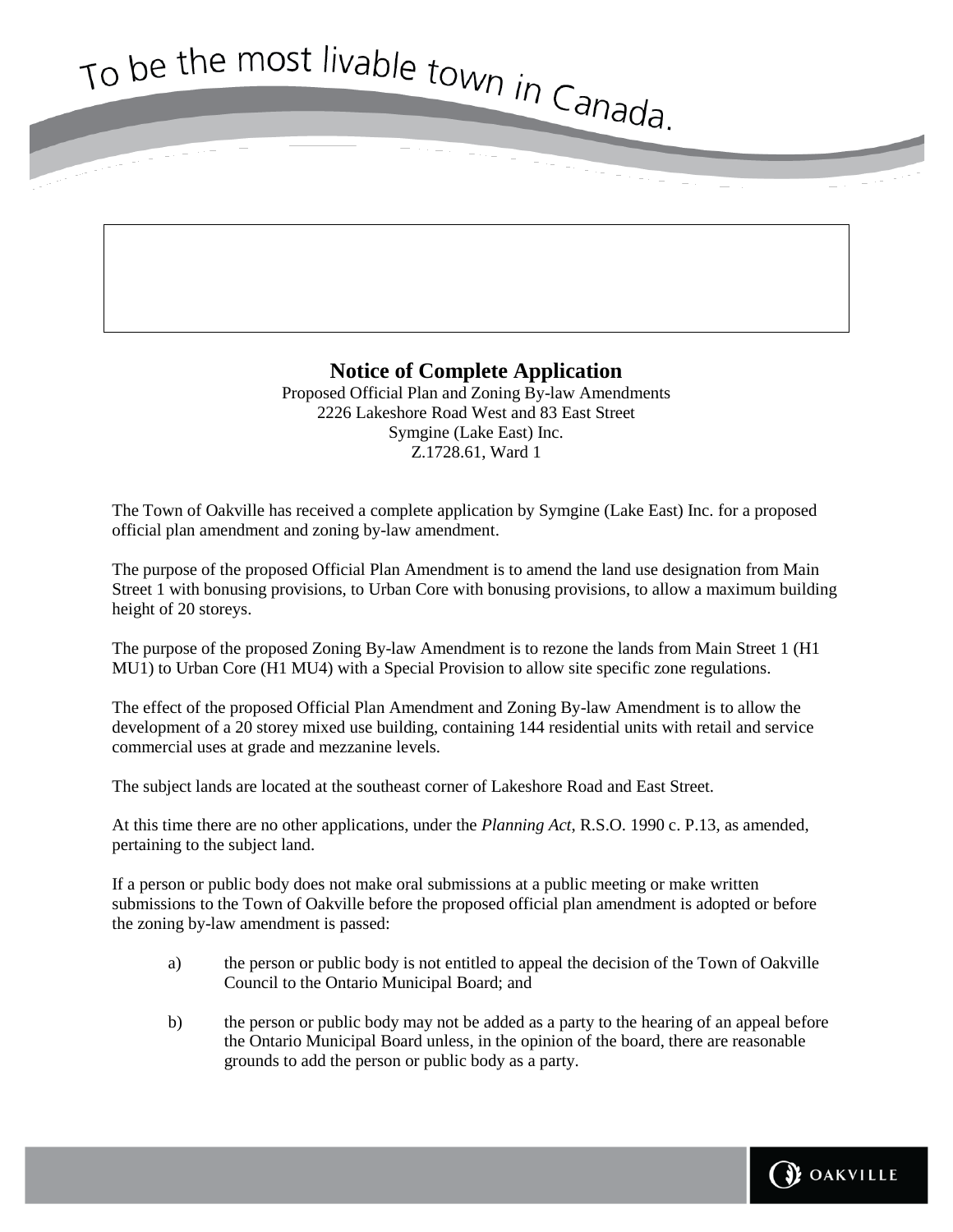To be the most livable town in Canada.

# Notice of Complete Application

Proposed Official Plan and Zoning By-law Amendments
2226 Lakeshore Road West and 83 East Street
Symgine (Lake East) Inc.
Z.1728.61, Ward 1

The Town of Oakville has received a complete application by Symgine (Lake East) Inc. for a proposed official plan amendment and zoning by-law amendment.

The purpose of the proposed Official Plan Amendment is to amend the land use designation from Main Street 1 with bonusing provisions, to Urban Core with bonusing provisions, to allow a maximum building height of 20 storeys.

The purpose of the proposed Zoning By-law Amendment is to rezone the lands from Main Street 1 (H1 MU1) to Urban Core (H1 MU4) with a Special Provision to allow site specific zone regulations.

The effect of the proposed Official Plan Amendment and Zoning By-law Amendment is to allow the development of a 20 storey mixed use building, containing 144 residential units with retail and service commercial uses at grade and mezzanine levels.

The subject lands are located at the southeast corner of Lakeshore Road and East Street.

At this time there are no other applications, under the *Planning Act*, R.S.O. 1990 c. P.13, as amended, pertaining to the subject land.

If a person or public body does not make oral submissions at a public meeting or make written submissions to the Town of Oakville before the proposed official plan amendment is adopted or before the zoning by-law amendment is passed:

a) the person or public body is not entitled to appeal the decision of the Town of Oakville Council to the Ontario Municipal Board; and

b) the person or public body may not be added as a party to the hearing of an appeal before the Ontario Municipal Board unless, in the opinion of the board, there are reasonable grounds to add the person or public body as a party.

OAKVILLE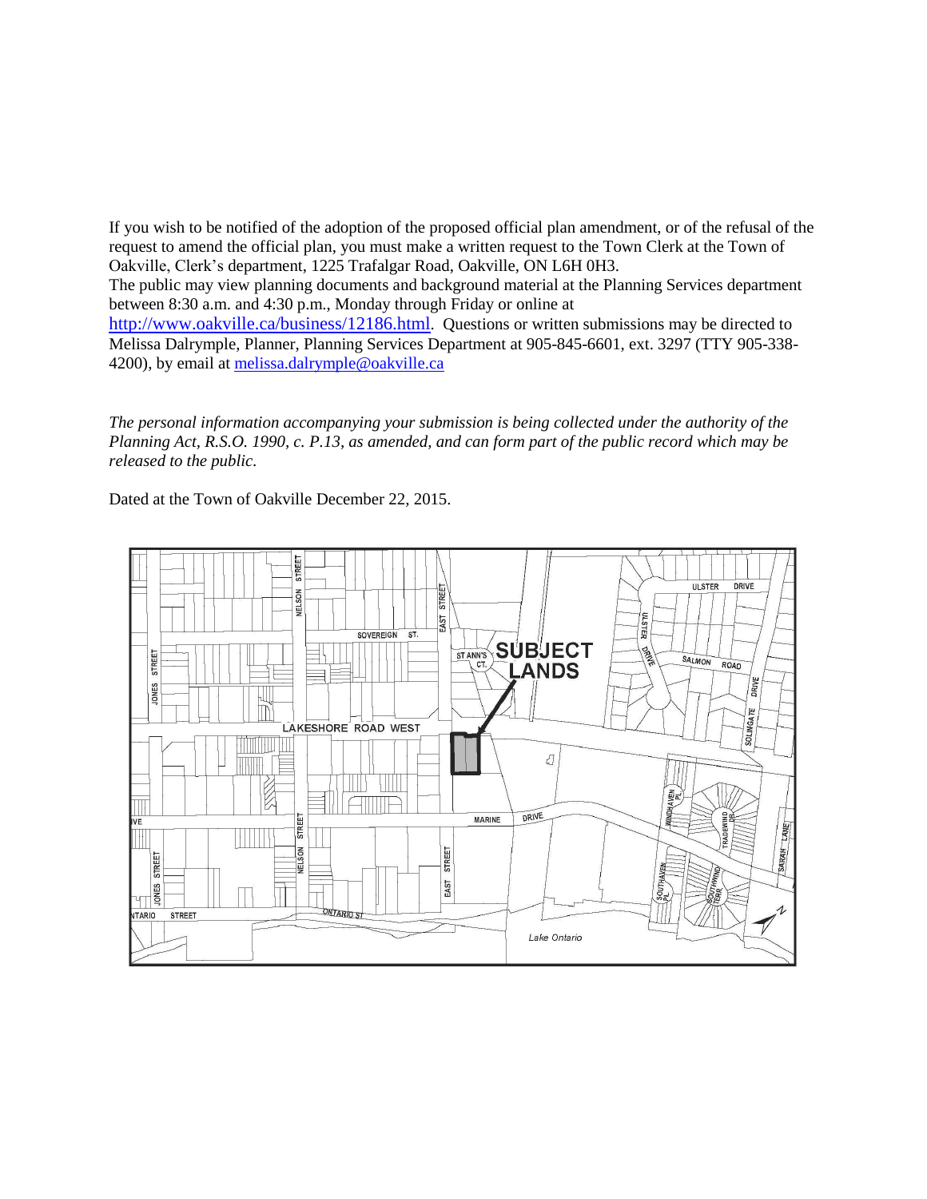If you wish to be notified of the adoption of the proposed official plan amendment, or of the refusal of the request to amend the official plan, you must make a written request to the Town Clerk at the Town of Oakville, Clerk's department, 1225 Trafalgar Road, Oakville, ON L6H 0H3.

The public may view planning documents and background material at the Planning Services department between 8:30 a.m. and 4:30 p.m., Monday through Friday or online at http://www.oakville.ca/business/12186.html. Questions or written submissions may be directed to Melissa Dalrymple, Planner, Planning Services Department at 905-845-6601, ext. 3297 (TTY 905-338-4200), by email at melissa.dalrymple@oakville.ca

*The personal information accompanying your submission is being collected under the authority of the Planning Act, R.S.O. 1990, c. P.13, as amended, and can form part of the public record which may be released to the public.*

Dated at the Town of Oakville December 22, 2015.

SUBJECT LANDS

ULSTER DRIVE
SOVEREIGN ST.
ST ANN'S CT.
SALMON ROAD
JONES STREET
NELSON STREET
EAST STREET
ULSTER DRIVE
SOLINGATE DRIVE
LAKESHORE ROAD WEST
MARINE DRIVE
WINDHAVEN PL
TRADEWIND DR.
SARAH LANE
SOUTHAVEN PL
SOUTHWIND TERR.
ONTARIO STREET
ONTARIO ST
Lake Ontario
N